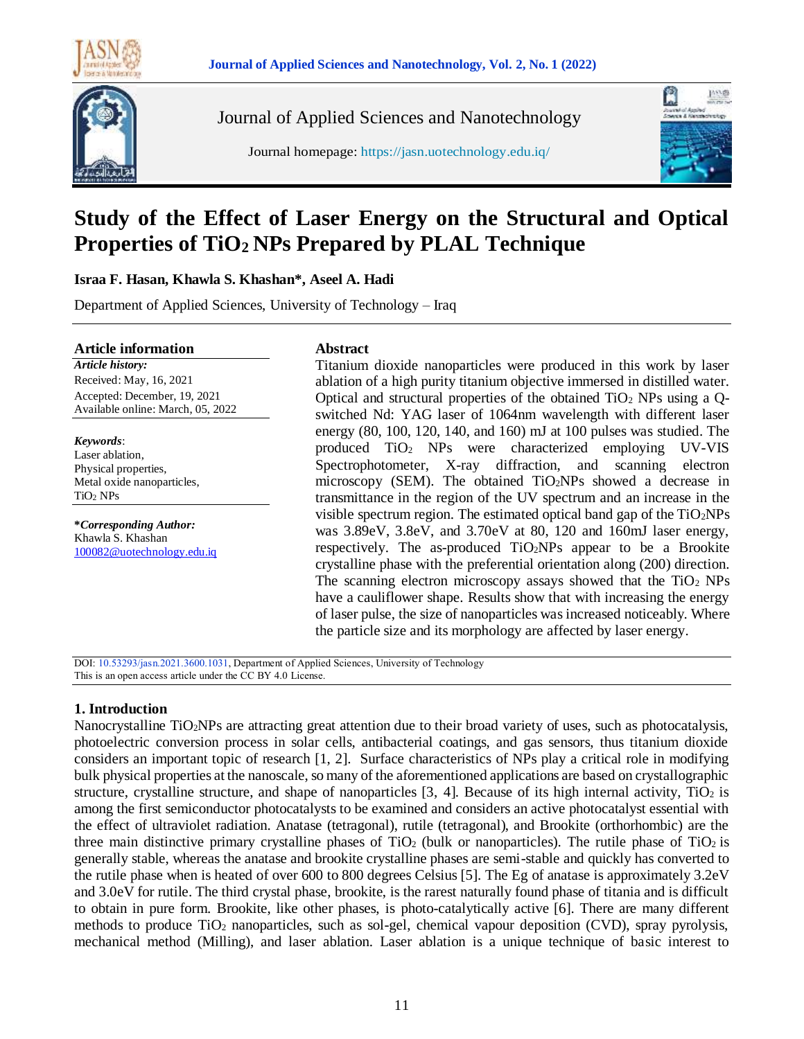# Study of the Effect of Laser Energy on the Structural and Optical Properties of $TiO_2$ NPs Prepared by PLAL Technique

**Israa F. Hasan, Khawla S. Khashan\*, Aseel A. Hadi**

Department of Applied Sciences, University of Technology – Iraq

## Article information

***Article history:***

Received: May, 16, 2021

Accepted: December, 19, 2021

Available online: March, 05, 2022

***Keywords***:

Laser ablation,

Physical properties,

Metal oxide nanoparticles,

$TiO_2$ NPs

**\*Corresponding Author:**

Khawla S. Khashan

100082@uotechnology.edu.iq

## Abstract

Titanium dioxide nanoparticles were produced in this work by laser ablation of a high purity titanium objective immersed in distilled water. Optical and structural properties of the obtained $TiO_2$ NPs using a Q-switched Nd: YAG laser of 1064nm wavelength with different laser energy (80, 100, 120, 140, and 160) mJ at 100 pulses was studied. The produced $TiO_2$ NPs were characterized employing UV-VIS Spectrophotometer, X-ray diffraction, and scanning electron microscopy (SEM). The obtained $TiO_2$NPs showed a decrease in transmittance in the region of the UV spectrum and an increase in the visible spectrum region. The estimated optical band gap of the $TiO_2$NPs was 3.89eV, 3.8eV, and 3.70eV at 80, 120 and 160mJ laser energy, respectively. The as-produced $TiO_2$NPs appear to be a Brookite crystalline phase with the preferential orientation along (200) direction. The scanning electron microscopy assays showed that the $TiO_2$ NPs have a cauliflower shape. Results show that with increasing the energy of laser pulse, the size of nanoparticles was increased noticeably. Where the particle size and its morphology are affected by laser energy.

DOI: 10.53293/jasn.2021.3600.1031, Department of Applied Sciences, University of Technology

This is an open access article under the CC BY 4.0 License.

## 1. Introduction

Nanocrystalline $TiO_2$NPs are attracting great attention due to their broad variety of uses, such as photocatalysis, photoelectric conversion process in solar cells, antibacterial coatings, and gas sensors, thus titanium dioxide considers an important topic of research [1, 2]. Surface characteristics of NPs play a critical role in modifying bulk physical properties at the nanoscale, so many of the aforementioned applications are based on crystallographic structure, crystalline structure, and shape of nanoparticles [3, 4]. Because of its high internal activity, $TiO_2$ is among the first semiconductor photocatalysts to be examined and considers an active photocatalyst essential with the effect of ultraviolet radiation. Anatase (tetragonal), rutile (tetragonal), and Brookite (orthorhombic) are the three main distinctive primary crystalline phases of $TiO_2$ (bulk or nanoparticles). The rutile phase of $TiO_2$ is generally stable, whereas the anatase and brookite crystalline phases are semi-stable and quickly has converted to the rutile phase when is heated of over 600 to 800 degrees Celsius [5]. The Eg of anatase is approximately 3.2eV and 3.0eV for rutile. The third crystal phase, brookite, is the rarest naturally found phase of titania and is difficult to obtain in pure form. Brookite, like other phases, is photo-catalytically active [6]. There are many different methods to produce $TiO_2$ nanoparticles, such as sol-gel, chemical vapour deposition (CVD), spray pyrolysis, mechanical method (Milling), and laser ablation. Laser ablation is a unique technique of basic interest to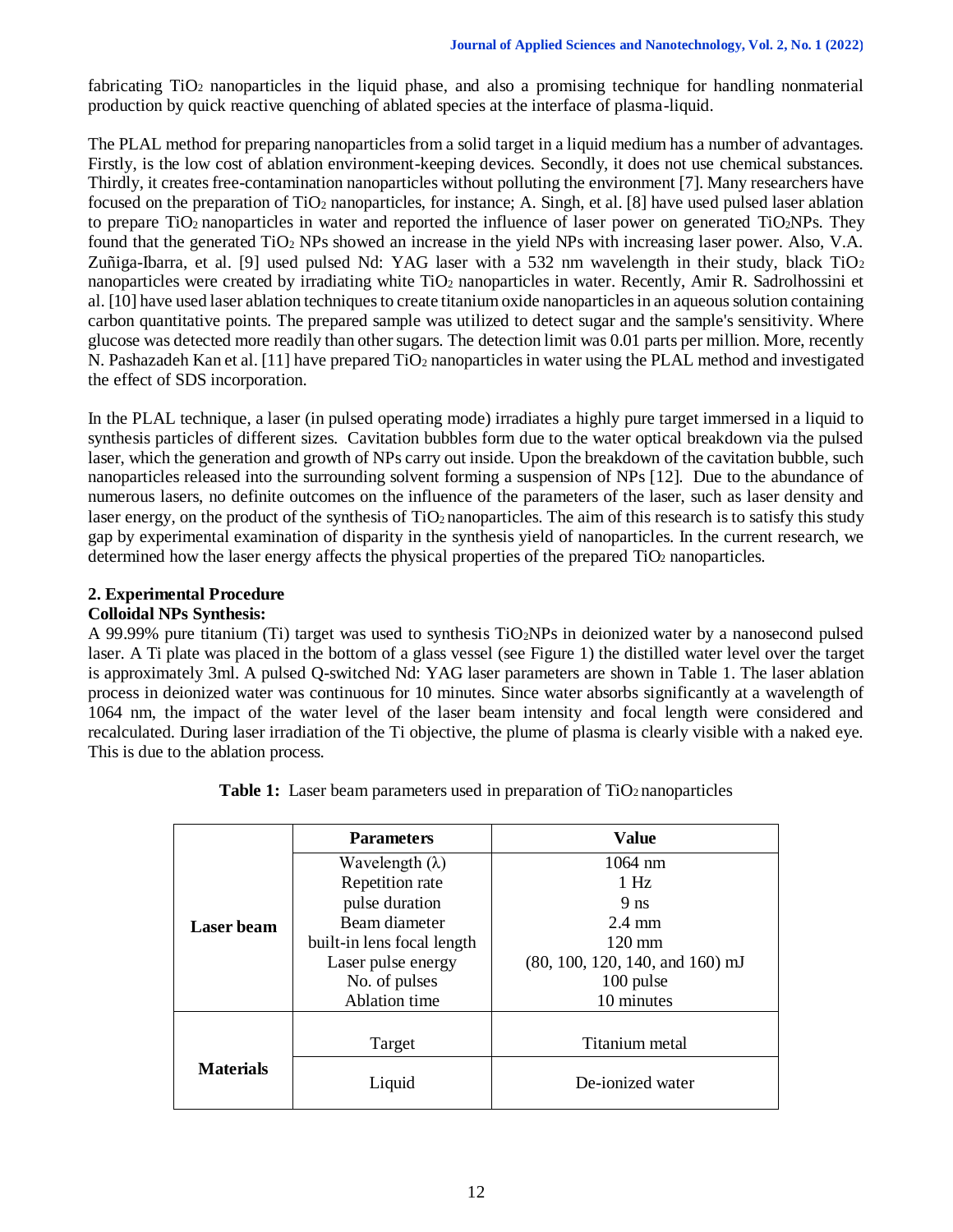fabricating $TiO_2$ nanoparticles in the liquid phase, and also a promising technique for handling nonmaterial production by quick reactive quenching of ablated species at the interface of plasma-liquid.

The PLAL method for preparing nanoparticles from a solid target in a liquid medium has a number of advantages. Firstly, is the low cost of ablation environment-keeping devices. Secondly, it does not use chemical substances. Thirdly, it creates free-contamination nanoparticles without polluting the environment [7]. Many researchers have focused on the preparation of $TiO_2$ nanoparticles, for instance; A. Singh, et al. [8] have used pulsed laser ablation to prepare $TiO_2$ nanoparticles in water and reported the influence of laser power on generated $TiO_2$NPs. They found that the generated $TiO_2$ NPs showed an increase in the yield NPs with increasing laser power. Also, V.A. Zuñiga-Ibarra, et al. [9] used pulsed Nd: YAG laser with a 532 nm wavelength in their study, black $TiO_2$ nanoparticles were created by irradiating white $TiO_2$ nanoparticles in water. Recently, Amir R. Sadrolhossini et al. [10] have used laser ablation techniques to create titanium oxide nanoparticles in an aqueous solution containing carbon quantitative points. The prepared sample was utilized to detect sugar and the sample's sensitivity. Where glucose was detected more readily than other sugars. The detection limit was 0.01 parts per million. More, recently N. Pashazadeh Kan et al. [11] have prepared $TiO_2$ nanoparticles in water using the PLAL method and investigated the effect of SDS incorporation.

In the PLAL technique, a laser (in pulsed operating mode) irradiates a highly pure target immersed in a liquid to synthesis particles of different sizes. Cavitation bubbles form due to the water optical breakdown via the pulsed laser, which the generation and growth of NPs carry out inside. Upon the breakdown of the cavitation bubble, such nanoparticles released into the surrounding solvent forming a suspension of NPs [12]. Due to the abundance of numerous lasers, no definite outcomes on the influence of the parameters of the laser, such as laser density and laser energy, on the product of the synthesis of $TiO_2$ nanoparticles. The aim of this research is to satisfy this study gap by experimental examination of disparity in the synthesis yield of nanoparticles. In the current research, we determined how the laser energy affects the physical properties of the prepared $TiO_2$ nanoparticles.

## 2. Experimental Procedure

### Colloidal NPs Synthesis:

A 99.99% pure titanium (Ti) target was used to synthesis $TiO_2$NPs in deionized water by a nanosecond pulsed laser. A Ti plate was placed in the bottom of a glass vessel (see Figure 1) the distilled water level over the target is approximately 3ml. A pulsed Q-switched Nd: YAG laser parameters are shown in Table 1. The laser ablation process in deionized water was continuous for 10 minutes. Since water absorbs significantly at a wavelength of 1064 nm, the impact of the water level of the laser beam intensity and focal length were considered and recalculated. During laser irradiation of the Ti objective, the plume of plasma is clearly visible with a naked eye. This is due to the ablation process.

**Table 1:** Laser beam parameters used in preparation of $TiO_2$ nanoparticles

| | **Parameters** | **Value** |
|---|---|---|
| **Laser beam** | Wavelength ($\lambda$) | 1064 nm |
| | Repetition rate | 1 Hz |
| | pulse duration | 9 ns |
| | Beam diameter | 2.4 mm |
| | built-in lens focal length | 120 mm |
| | Laser pulse energy | (80, 100, 120, 140, and 160) mJ |
| | No. of pulses | 100 pulse |
| | Ablation time | 10 minutes |
| **Materials** | Target | Titanium metal |
| | Liquid | De-ionized water |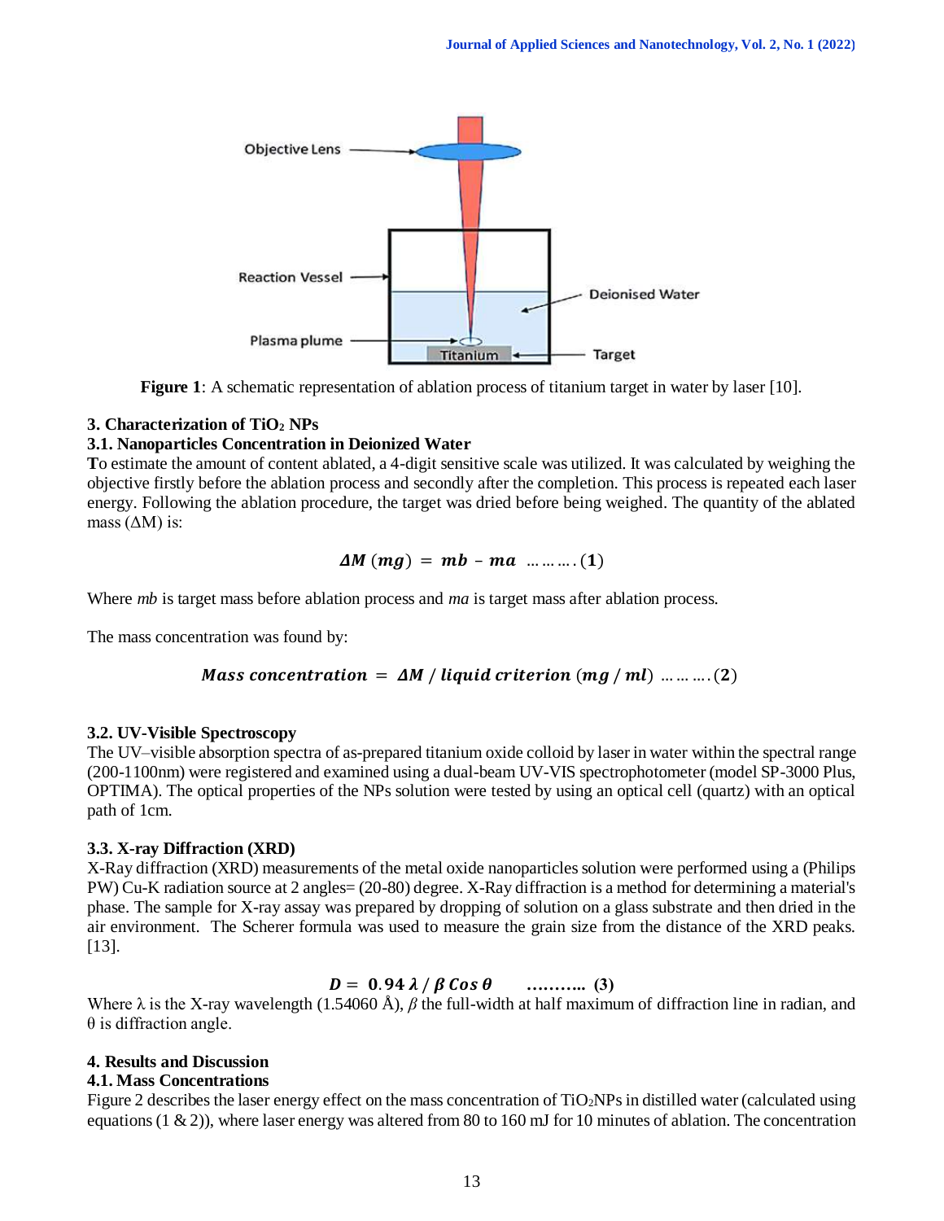Figure 1: A schematic representation of ablation process of titanium target in water by laser [10].

## 3. Characterization of $TiO_2$ NPs

### 3.1. Nanoparticles Concentration in Deionized Water

To estimate the amount of content ablated, a 4-digit sensitive scale was utilized. It was calculated by weighing the objective firstly before the ablation process and secondly after the completion. This process is repeated each laser energy. Following the ablation procedure, the target was dried before being weighed. The quantity of the ablated mass (ΔM) is:

$$\Delta M\ (mg) = mb - ma \quad \ldots\ldots\ldots (1)$$

Where *mb* is target mass before ablation process and *ma* is target mass after ablation process.

The mass concentration was found by:

$$Mass\ concentration = \Delta M\ /\ liquid\ criterion\ (mg\ /\ ml) \quad \ldots\ldots\ldots (2)$$

### 3.2. UV-Visible Spectroscopy

The UV–visible absorption spectra of as-prepared titanium oxide colloid by laser in water within the spectral range (200-1100nm) were registered and examined using a dual-beam UV-VIS spectrophotometer (model SP-3000 Plus, OPTIMA). The optical properties of the NPs solution were tested by using an optical cell (quartz) with an optical path of 1cm.

### 3.3. X-ray Diffraction (XRD)

X-Ray diffraction (XRD) measurements of the metal oxide nanoparticles solution were performed using a (Philips PW) Cu-K radiation source at 2 angles= (20-80) degree. X-Ray diffraction is a method for determining a material's phase. The sample for X-ray assay was prepared by dropping of solution on a glass substrate and then dried in the air environment. The Scherer formula was used to measure the grain size from the distance of the XRD peaks. [13].

$$D = 0.94\ \lambda\ /\ \beta\ Cos\ \theta \quad \ldots\ldots\ldots (3)$$

Where λ is the X-ray wavelength (1.54060 Å), $\beta$ the full-width at half maximum of diffraction line in radian, and θ is diffraction angle.

## 4. Results and Discussion

### 4.1. Mass Concentrations

Figure 2 describes the laser energy effect on the mass concentration of $TiO_2$NPs in distilled water (calculated using equations (1 & 2)), where laser energy was altered from 80 to 160 mJ for 10 minutes of ablation. The concentration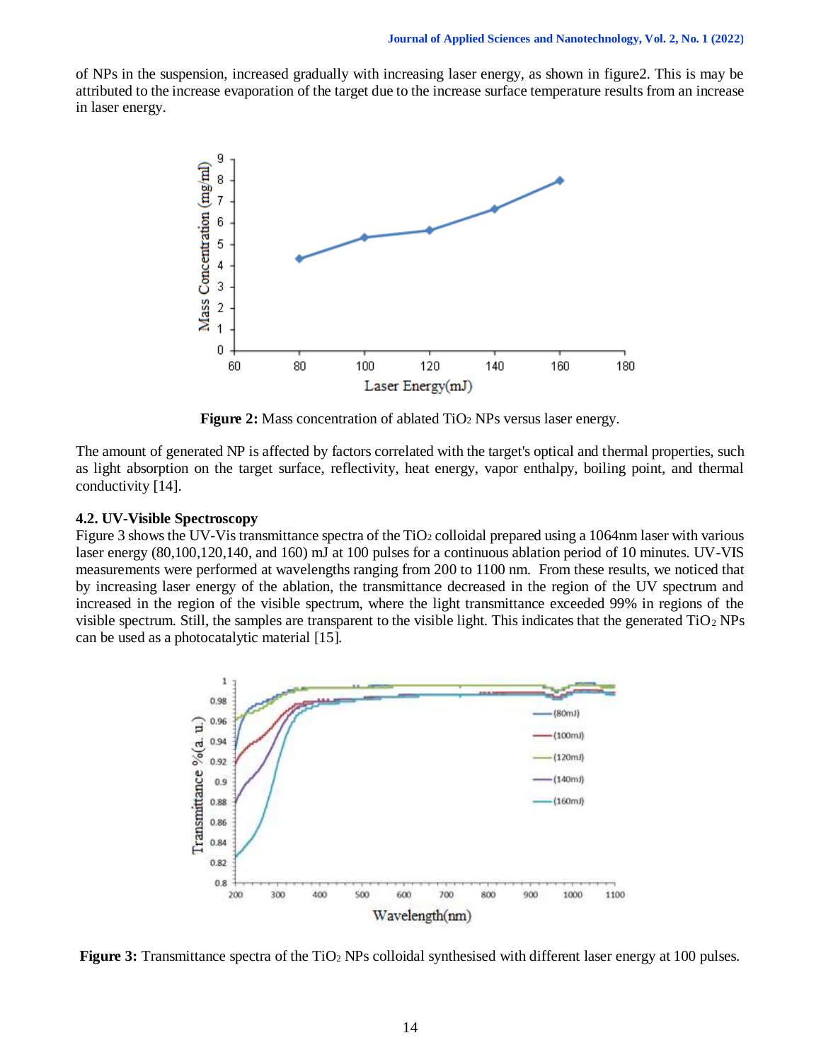of NPs in the suspension, increased gradually with increasing laser energy, as shown in figure2. This is may be attributed to the increase evaporation of the target due to the increase surface temperature results from an increase in laser energy.

**Figure 2:** Mass concentration of ablated $TiO_2$ NPs versus laser energy.

The amount of generated NP is affected by factors correlated with the target's optical and thermal properties, such as light absorption on the target surface, reflectivity, heat energy, vapor enthalpy, boiling point, and thermal conductivity [14].

### 4.2. UV-Visible Spectroscopy

Figure 3 shows the UV-Vis transmittance spectra of the $TiO_2$ colloidal prepared using a 1064nm laser with various laser energy (80,100,120,140, and 160) mJ at 100 pulses for a continuous ablation period of 10 minutes. UV-VIS measurements were performed at wavelengths ranging from 200 to 1100 nm. From these results, we noticed that by increasing laser energy of the ablation, the transmittance decreased in the region of the UV spectrum and increased in the region of the visible spectrum, where the light transmittance exceeded 99% in regions of the visible spectrum. Still, the samples are transparent to the visible light. This indicates that the generated $TiO_2$ NPs can be used as a photocatalytic material [15].

**Figure 3:** Transmittance spectra of the $TiO_2$ NPs colloidal synthesised with different laser energy at 100 pulses.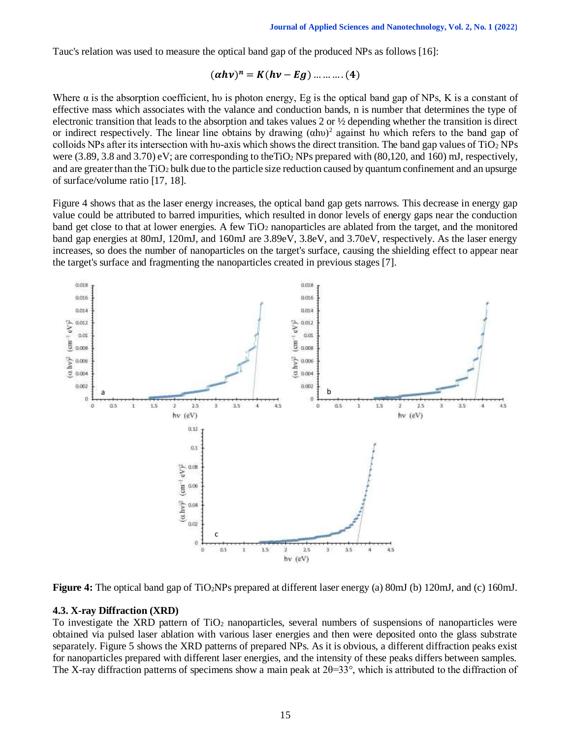Tauc's relation was used to measure the optical band gap of the produced NPs as follows [16]:

$$(\alpha h\nu)^n = K(h\nu - Eg) \ldots\ldots\ldots (4)$$

Where $\alpha$ is the absorption coefficient, $h\upsilon$ is photon energy, Eg is the optical band gap of NPs, K is a constant of effective mass which associates with the valance and conduction bands, n is number that determines the type of electronic transition that leads to the absorption and takes values 2 or ½ depending whether the transition is direct or indirect respectively. The linear line obtains by drawing $(\alpha h\upsilon)^2$ against $h\upsilon$ which refers to the band gap of colloids NPs after its intersection with $h\upsilon$-axis which shows the direct transition. The band gap values of $TiO_2$ NPs were (3.89, 3.8 and 3.70) eV; are corresponding to the $TiO_2$ NPs prepared with (80,120, and 160) mJ, respectively, and are greater than the $TiO_2$ bulk due to the particle size reduction caused by quantum confinement and an upsurge of surface/volume ratio [17, 18].

Figure 4 shows that as the laser energy increases, the optical band gap gets narrows. This decrease in energy gap value could be attributed to barred impurities, which resulted in donor levels of energy gaps near the conduction band get close to that at lower energies. A few $TiO_2$ nanoparticles are ablated from the target, and the monitored band gap energies at 80mJ, 120mJ, and 160mJ are 3.89eV, 3.8eV, and 3.70eV, respectively. As the laser energy increases, so does the number of nanoparticles on the target's surface, causing the shielding effect to appear near the target's surface and fragmenting the nanoparticles created in previous stages [7].

**Figure 4:** The optical band gap of $TiO_2$NPs prepared at different laser energy (a) 80mJ (b) 120mJ, and (c) 160mJ.

### 4.3. X-ray Diffraction (XRD)

To investigate the XRD pattern of $TiO_2$ nanoparticles, several numbers of suspensions of nanoparticles were obtained via pulsed laser ablation with various laser energies and then were deposited onto the glass substrate separately. Figure 5 shows the XRD patterns of prepared NPs. As it is obvious, a different diffraction peaks exist for nanoparticles prepared with different laser energies, and the intensity of these peaks differs between samples. The X-ray diffraction patterns of specimens show a main peak at $2\theta=33°$, which is attributed to the diffraction of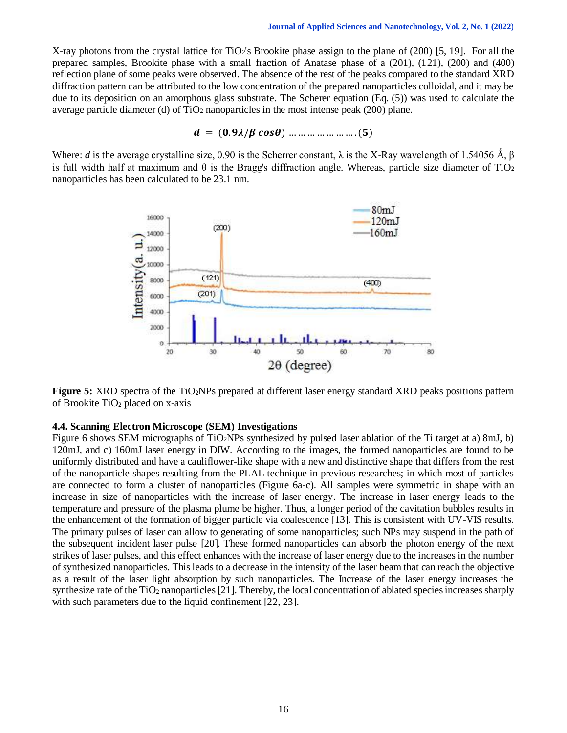X-ray photons from the crystal lattice for $TiO_2$'s Brookite phase assign to the plane of (200) [5, 19]. For all the prepared samples, Brookite phase with a small fraction of Anatase phase of a (201), (121), (200) and (400) reflection plane of some peaks were observed. The absence of the rest of the peaks compared to the standard XRD diffraction pattern can be attributed to the low concentration of the prepared nanoparticles colloidal, and it may be due to its deposition on an amorphous glass substrate. The Scherer equation (Eq. (5)) was used to calculate the average particle diameter (d) of $TiO_2$ nanoparticles in the most intense peak (200) plane.

$$\boldsymbol{d = (0.9\lambda/\beta \cos\theta)} \quad \ldots\ldots\ldots\ldots\ldots\ldots.(5)$$

Where: *d* is the average crystalline size, 0.90 is the Scherrer constant, λ is the X-Ray wavelength of 1.54056 Ǻ, β is full width half at maximum and θ is the Bragg's diffraction angle. Whereas, particle size diameter of $TiO_2$ nanoparticles has been calculated to be 23.1 nm.

**Figure 5:** XRD spectra of the $TiO_2$NPs prepared at different laser energy standard XRD peaks positions pattern of Brookite $TiO_2$ placed on x-axis

### 4.4. Scanning Electron Microscope (SEM) Investigations

Figure 6 shows SEM micrographs of $TiO_2$NPs synthesized by pulsed laser ablation of the Ti target at a) 8mJ, b) 120mJ, and c) 160mJ laser energy in DIW. According to the images, the formed nanoparticles are found to be uniformly distributed and have a cauliflower-like shape with a new and distinctive shape that differs from the rest of the nanoparticle shapes resulting from the PLAL technique in previous researches; in which most of particles are connected to form a cluster of nanoparticles (Figure 6a-c). All samples were symmetric in shape with an increase in size of nanoparticles with the increase of laser energy. The increase in laser energy leads to the temperature and pressure of the plasma plume be higher. Thus, a longer period of the cavitation bubbles results in the enhancement of the formation of bigger particle via coalescence [13]. This is consistent with UV-VIS results. The primary pulses of laser can allow to generating of some nanoparticles; such NPs may suspend in the path of the subsequent incident laser pulse [20]. These formed nanoparticles can absorb the photon energy of the next strikes of laser pulses, and this effect enhances with the increase of laser energy due to the increases in the number of synthesized nanoparticles. This leads to a decrease in the intensity of the laser beam that can reach the objective as a result of the laser light absorption by such nanoparticles. The Increase of the laser energy increases the synthesize rate of the $TiO_2$ nanoparticles [21]. Thereby, the local concentration of ablated species increases sharply with such parameters due to the liquid confinement [22, 23].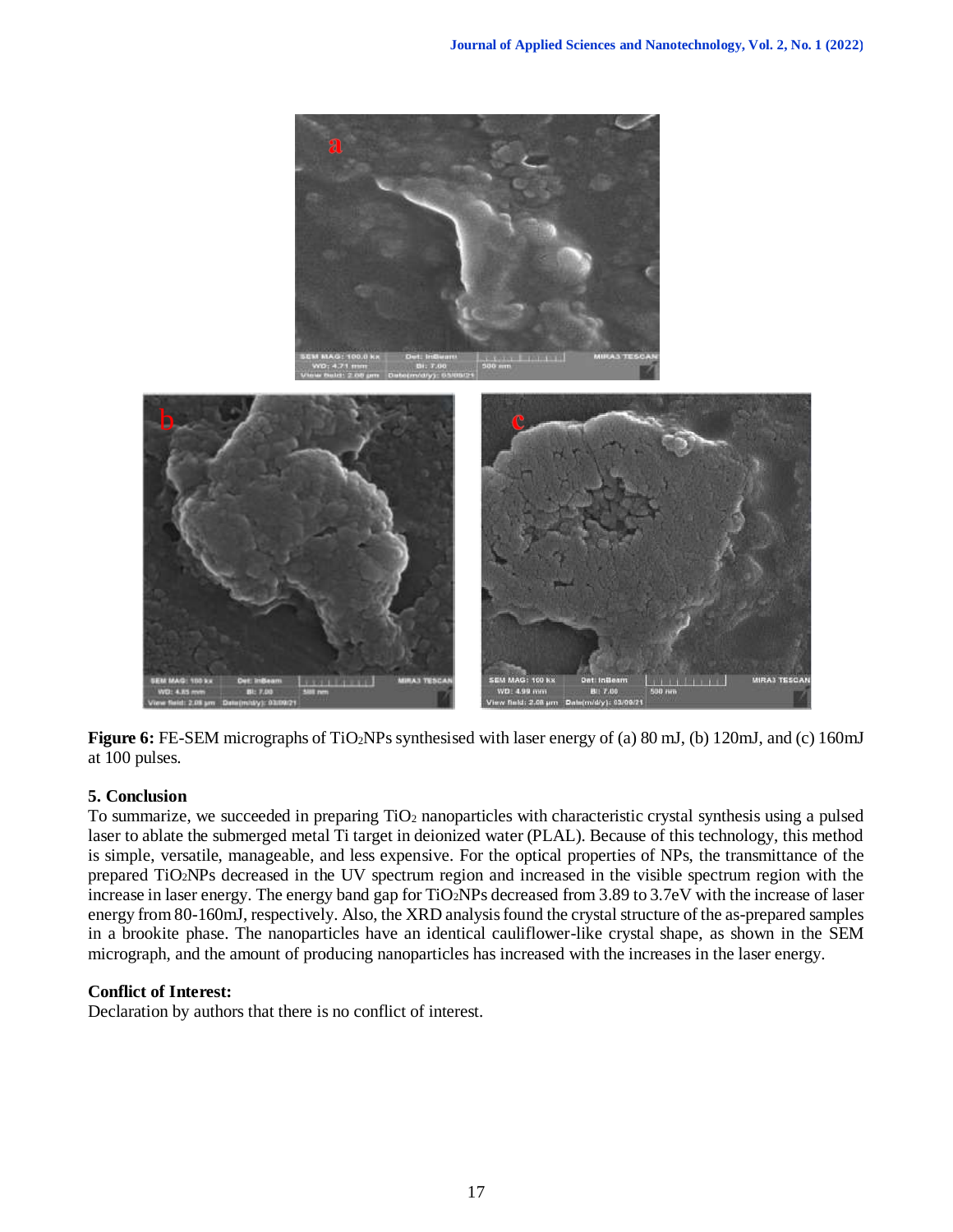**Figure 6:** FE-SEM micrographs of $TiO_2$NPs synthesised with laser energy of (a) 80 mJ, (b) 120mJ, and (c) 160mJ at 100 pulses.

## 5. Conclusion

To summarize, we succeeded in preparing $TiO_2$ nanoparticles with characteristic crystal synthesis using a pulsed laser to ablate the submerged metal Ti target in deionized water (PLAL). Because of this technology, this method is simple, versatile, manageable, and less expensive. For the optical properties of NPs, the transmittance of the prepared $TiO_2$NPs decreased in the UV spectrum region and increased in the visible spectrum region with the increase in laser energy. The energy band gap for $TiO_2$NPs decreased from 3.89 to 3.7eV with the increase of laser energy from 80-160mJ, respectively. Also, the XRD analysis found the crystal structure of the as-prepared samples in a brookite phase. The nanoparticles have an identical cauliflower-like crystal shape, as shown in the SEM micrograph, and the amount of producing nanoparticles has increased with the increases in the laser energy.

**Conflict of Interest:**

Declaration by authors that there is no conflict of interest.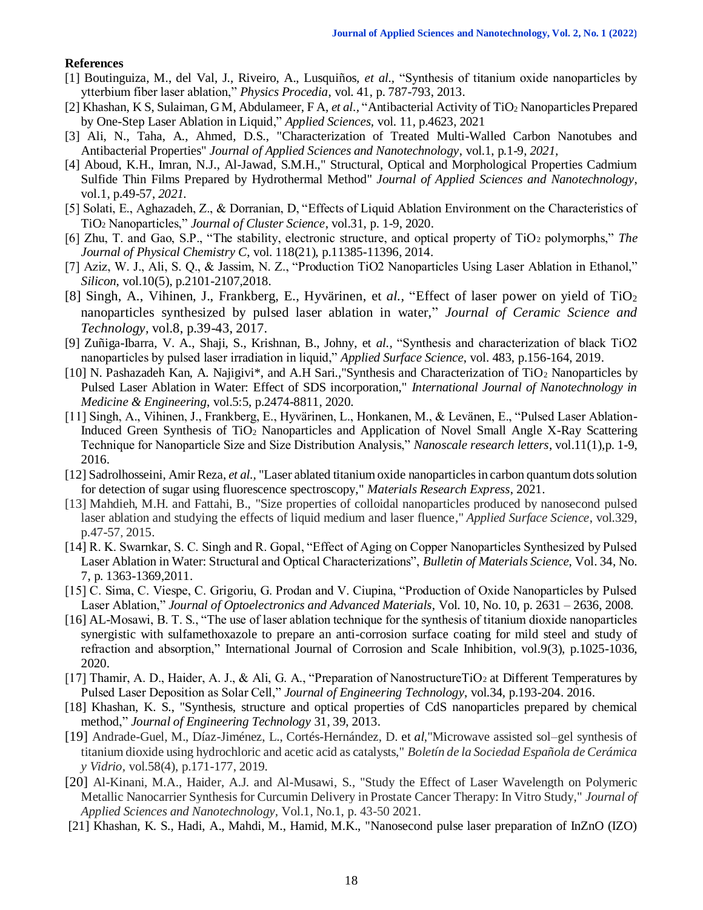**References**

[1] Boutinguiza, M., del Val, J., Riveiro, A., Lusquiños, *et al.*, "Synthesis of titanium oxide nanoparticles by ytterbium fiber laser ablation," *Physics Procedia*, vol. 41, p. 787-793, 2013.

[2] Khashan, K S, Sulaiman, G M, Abdulameer, F A, *et al.*, "Antibacterial Activity of $TiO_2$ Nanoparticles Prepared by One-Step Laser Ablation in Liquid," *Applied Sciences*, vol. 11, p.4623, 2021

[3] Ali, N., Taha, A., Ahmed, D.S., "Characterization of Treated Multi-Walled Carbon Nanotubes and Antibacterial Properties" *Journal of Applied Sciences and Nanotechnology*, vol.1, p.1-9, *2021,*

[4] Aboud, K.H., Imran, N.J., Al-Jawad, S.M.H.," Structural, Optical and Morphological Properties Cadmium Sulfide Thin Films Prepared by Hydrothermal Method" *Journal of Applied Sciences and Nanotechnology*, vol.1, p.49-57, *2021.*

[5] Solati, E., Aghazadeh, Z., & Dorranian, D, "Effects of Liquid Ablation Environment on the Characteristics of $TiO_2$ Nanoparticles," *Journal of Cluster Science*, vol.31, p. 1-9, 2020.

[6] Zhu, T. and Gao, S.P., "The stability, electronic structure, and optical property of $TiO_2$ polymorphs," *The Journal of Physical Chemistry C,* vol. 118(21), p.11385-11396, 2014.

[7] Aziz, W. J., Ali, S. Q., & Jassim, N. Z., "Production TiO2 Nanoparticles Using Laser Ablation in Ethanol," *Silicon*, vol.10(5), p.2101-2107,2018.

[8] Singh, A., Vihinen, J., Frankberg, E., Hyvärinen, et *al.*, "Effect of laser power on yield of $TiO_2$ nanoparticles synthesized by pulsed laser ablation in water," *Journal of Ceramic Science and Technology*, vol.8, p.39-43, 2017.

[9] Zuñiga-Ibarra, V. A., Shaji, S., Krishnan, B., Johny, et *al.*, "Synthesis and characterization of black TiO2 nanoparticles by pulsed laser irradiation in liquid," *Applied Surface Science*, vol. 483, p.156-164, 2019.

[10] N. Pashazadeh Kan, A. Najigivi*, and A.H Sari.,"Synthesis and Characterization of $TiO_2$ Nanoparticles by Pulsed Laser Ablation in Water: Effect of SDS incorporation," *International Journal of Nanotechnology in Medicine & Engineering*, vol.5:5, p.2474-8811, 2020.

[11] Singh, A., Vihinen, J., Frankberg, E., Hyvärinen, L., Honkanen, M., & Levänen, E., "Pulsed Laser Ablation-Induced Green Synthesis of $TiO_2$ Nanoparticles and Application of Novel Small Angle X-Ray Scattering Technique for Nanoparticle Size and Size Distribution Analysis," *Nanoscale research letters*, vol.11(1),p. 1-9, 2016.

[12] Sadrolhosseini, Amir Reza, *et al.,* "Laser ablated titanium oxide nanoparticles in carbon quantum dots solution for detection of sugar using fluorescence spectroscopy," *Materials Research Express*, 2021.

[13] Mahdieh, M.H. and Fattahi, B., "Size properties of colloidal nanoparticles produced by nanosecond pulsed laser ablation and studying the effects of liquid medium and laser fluence," *Applied Surface Science*, vol.329, p.47-57, 2015.

[14] R. K. Swarnkar, S. C. Singh and R. Gopal, "Effect of Aging on Copper Nanoparticles Synthesized by Pulsed Laser Ablation in Water: Structural and Optical Characterizations", *Bulletin of Materials Science*, Vol. 34, No. 7, p. 1363-1369,2011.

[15] C. Sima, C. Viespe, C. Grigoriu, G. Prodan and V. Ciupina, "Production of Oxide Nanoparticles by Pulsed Laser Ablation," *Journal of Optoelectronics and Advanced Materials*, Vol. 10, No. 10, p. 2631 – 2636, 2008.

[16] AL-Mosawi, B. T. S., "The use of laser ablation technique for the synthesis of titanium dioxide nanoparticles synergistic with sulfamethoxazole to prepare an anti-corrosion surface coating for mild steel and study of refraction and absorption," International Journal of Corrosion and Scale Inhibition, vol.9(3), p.1025-1036, 2020.

[17] Thamir, A. D., Haider, A. J., & Ali, G. A., "Preparation of Nanostructure$TiO_2$ at Different Temperatures by Pulsed Laser Deposition as Solar Cell," *Journal of Engineering Technology*, vol.34, p.193-204. 2016.

[18] Khashan, K. S., "Synthesis, structure and optical properties of CdS nanoparticles prepared by chemical method," *Journal of Engineering Technology* 31, 39, 2013.

[19] Andrade-Guel, M., Díaz-Jiménez, L., Cortés-Hernández, D. et *al*,"Microwave assisted sol–gel synthesis of titanium dioxide using hydrochloric and acetic acid as catalysts," *Boletín de la Sociedad Española de Cerámica y Vidrio*, vol.58(4), p.171-177, 2019.

[20] Al-Kinani, M.A., Haider, A.J. and Al-Musawi, S., "Study the Effect of Laser Wavelength on Polymeric Metallic Nanocarrier Synthesis for Curcumin Delivery in Prostate Cancer Therapy: In Vitro Study," *Journal of Applied Sciences and Nanotechnology,* Vol.1, No.1, p. 43-50 2021.

[21] Khashan, K. S., Hadi, A., Mahdi, M., Hamid, M.K., "Nanosecond pulse laser preparation of InZnO (IZO)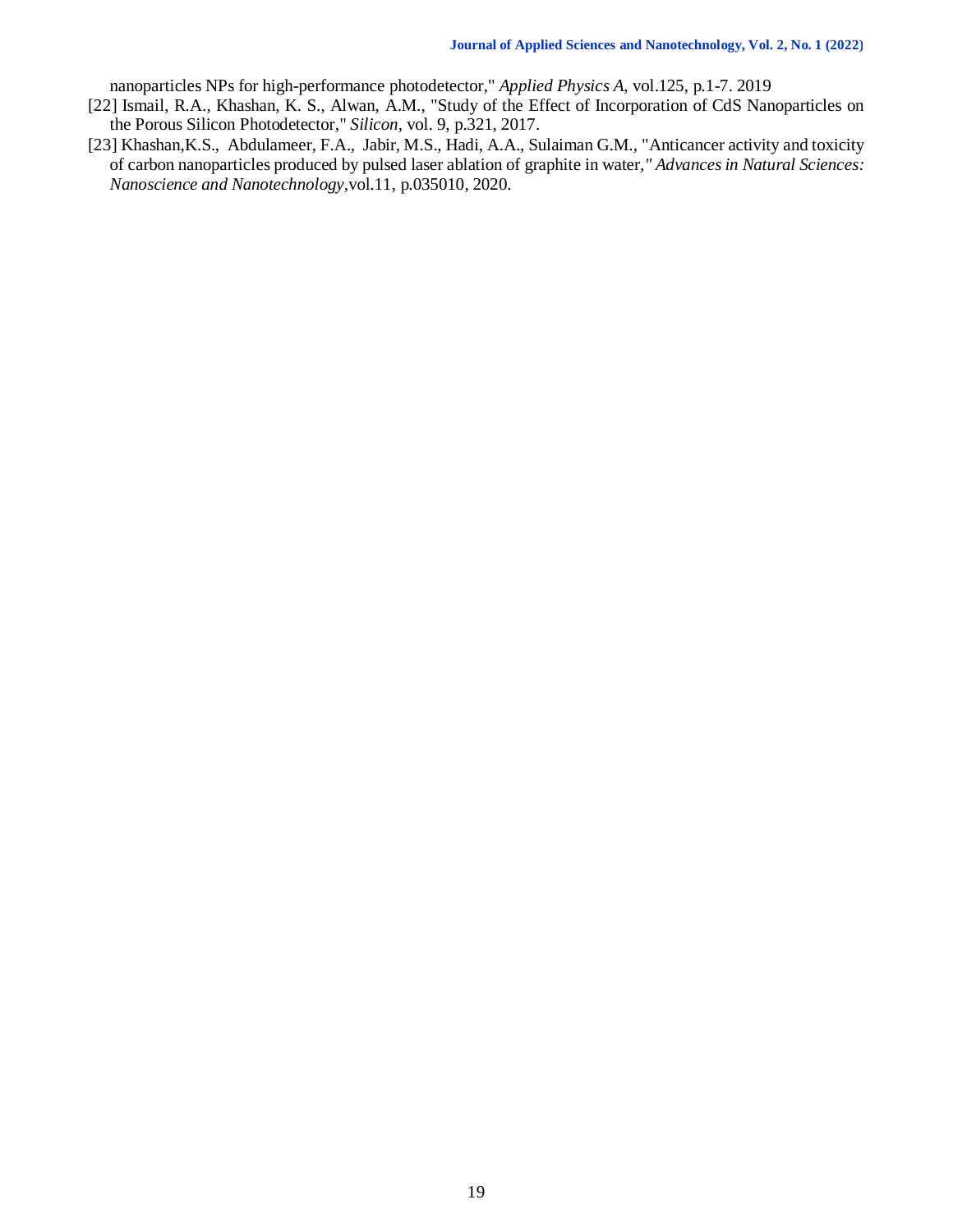nanoparticles NPs for high-performance photodetector," *Applied Physics A*, vol.125, p.1-7. 2019

[22] Ismail, R.A., Khashan, K. S., Alwan, A.M., "Study of the Effect of Incorporation of CdS Nanoparticles on the Porous Silicon Photodetector," *Silicon*, vol. 9, p.321, 2017.

[23] Khashan,K.S., Abdulameer, F.A., Jabir, M.S., Hadi, A.A., Sulaiman G.M., "Anticancer activity and toxicity of carbon nanoparticles produced by pulsed laser ablation of graphite in water," *Advances in Natural Sciences: Nanoscience and Nanotechnology*,vol.11, p.035010, 2020.